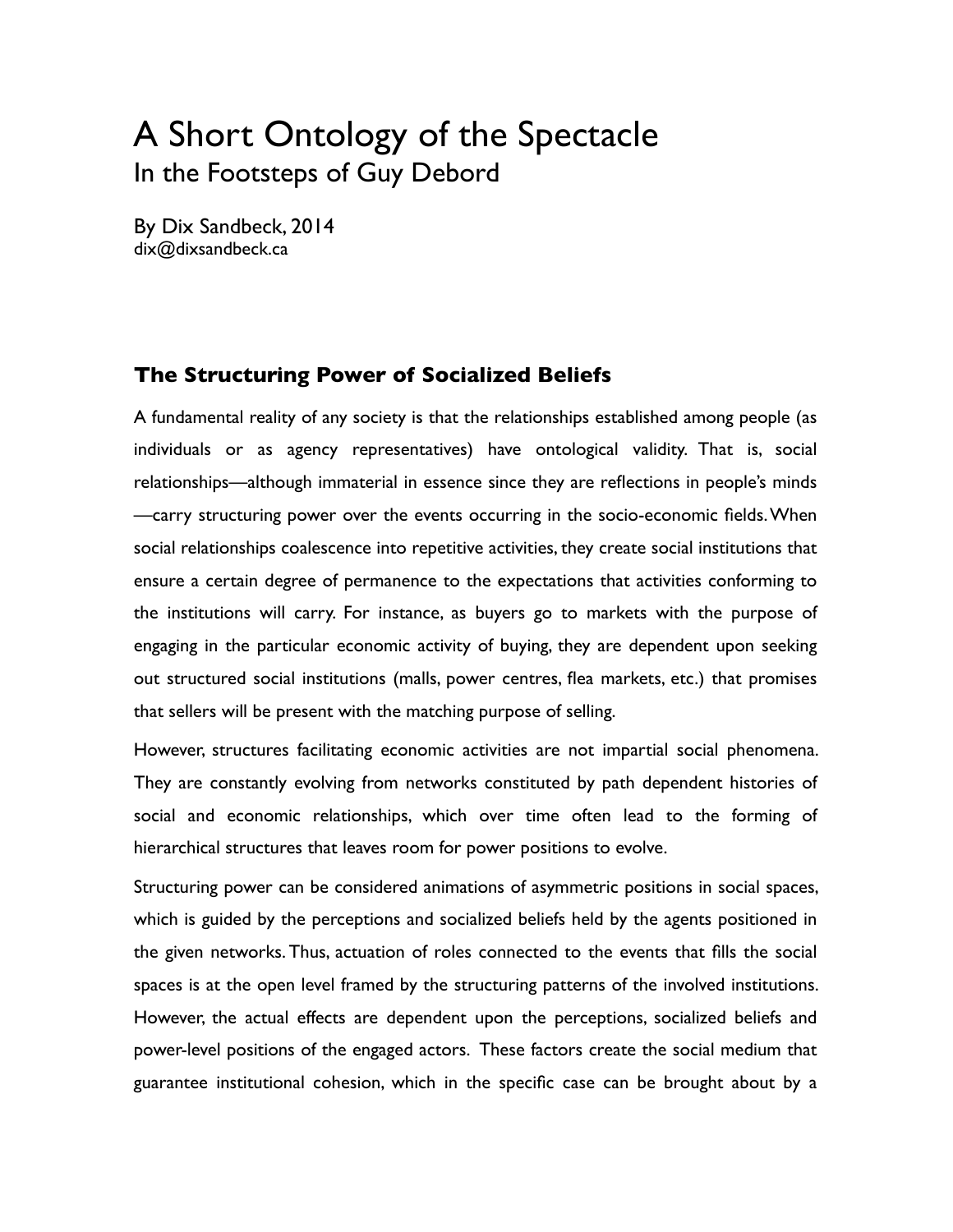# A Short Ontology of the Spectacle

In the Footsteps of Guy Debord

By Dix Sandbeck, 2014
dix@dixsandbeck.ca

## The Structuring Power of Socialized Beliefs

A fundamental reality of any society is that the relationships established among people (as individuals or as agency representatives) have ontological validity. That is, social relationships—although immaterial in essence since they are reflections in people's minds—carry structuring power over the events occurring in the socio-economic fields. When social relationships coalescence into repetitive activities, they create social institutions that ensure a certain degree of permanence to the expectations that activities conforming to the institutions will carry. For instance, as buyers go to markets with the purpose of engaging in the particular economic activity of buying, they are dependent upon seeking out structured social institutions (malls, power centres, flea markets, etc.) that promises that sellers will be present with the matching purpose of selling.

However, structures facilitating economic activities are not impartial social phenomena. They are constantly evolving from networks constituted by path dependent histories of social and economic relationships, which over time often lead to the forming of hierarchical structures that leaves room for power positions to evolve.

Structuring power can be considered animations of asymmetric positions in social spaces, which is guided by the perceptions and socialized beliefs held by the agents positioned in the given networks. Thus, actuation of roles connected to the events that fills the social spaces is at the open level framed by the structuring patterns of the involved institutions. However, the actual effects are dependent upon the perceptions, socialized beliefs and power-level positions of the engaged actors. These factors create the social medium that guarantee institutional cohesion, which in the specific case can be brought about by a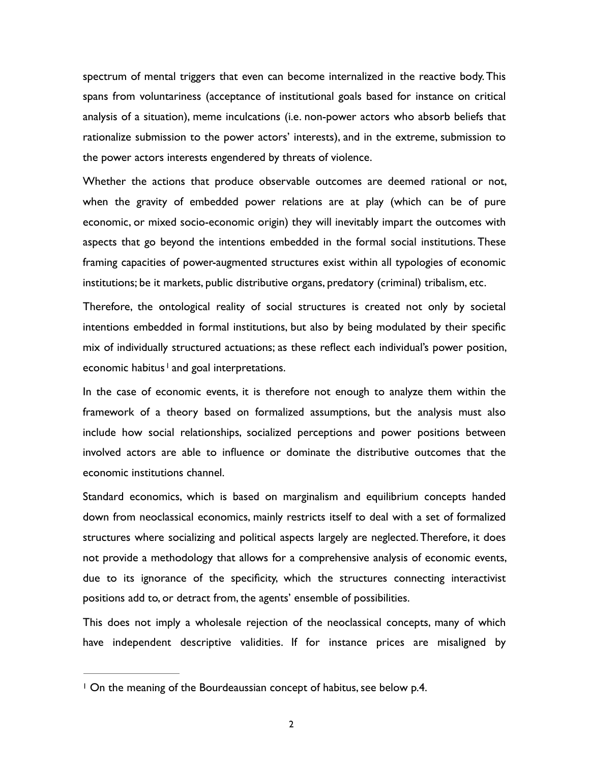spectrum of mental triggers that even can become internalized in the reactive body. This spans from voluntariness (acceptance of institutional goals based for instance on critical analysis of a situation), meme inculcations (i.e. non-power actors who absorb beliefs that rationalize submission to the power actors' interests), and in the extreme, submission to the power actors interests engendered by threats of violence.

Whether the actions that produce observable outcomes are deemed rational or not, when the gravity of embedded power relations are at play (which can be of pure economic, or mixed socio-economic origin) they will inevitably impart the outcomes with aspects that go beyond the intentions embedded in the formal social institutions. These framing capacities of power-augmented structures exist within all typologies of economic institutions; be it markets, public distributive organs, predatory (criminal) tribalism, etc.

Therefore, the ontological reality of social structures is created not only by societal intentions embedded in formal institutions, but also by being modulated by their specific mix of individually structured actuations; as these reflect each individual's power position, economic habitus[1] and goal interpretations.

In the case of economic events, it is therefore not enough to analyze them within the framework of a theory based on formalized assumptions, but the analysis must also include how social relationships, socialized perceptions and power positions between involved actors are able to influence or dominate the distributive outcomes that the economic institutions channel.

Standard economics, which is based on marginalism and equilibrium concepts handed down from neoclassical economics, mainly restricts itself to deal with a set of formalized structures where socializing and political aspects largely are neglected. Therefore, it does not provide a methodology that allows for a comprehensive analysis of economic events, due to its ignorance of the specificity, which the structures connecting interactivist positions add to, or detract from, the agents' ensemble of possibilities.

This does not imply a wholesale rejection of the neoclassical concepts, many of which have independent descriptive validities. If for instance prices are misaligned by

[1] On the meaning of the Bourdeaussian concept of habitus, see below p.4.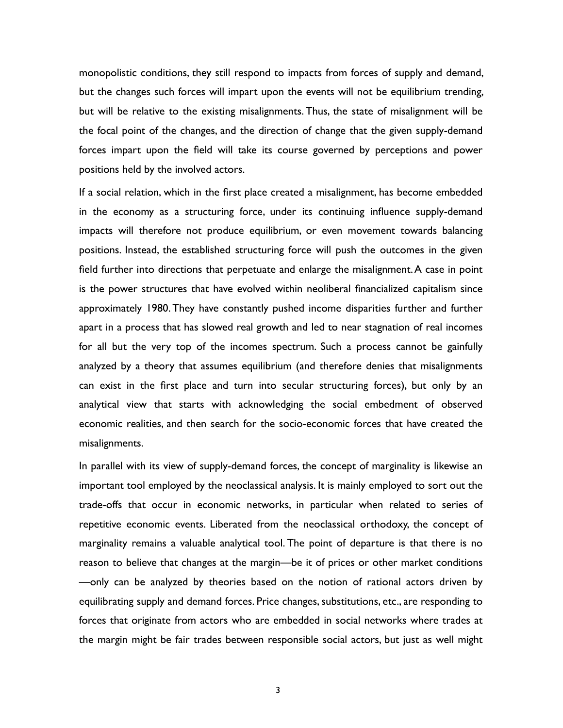monopolistic conditions, they still respond to impacts from forces of supply and demand, but the changes such forces will impart upon the events will not be equilibrium trending, but will be relative to the existing misalignments. Thus, the state of misalignment will be the focal point of the changes, and the direction of change that the given supply-demand forces impart upon the field will take its course governed by perceptions and power positions held by the involved actors.

If a social relation, which in the first place created a misalignment, has become embedded in the economy as a structuring force, under its continuing influence supply-demand impacts will therefore not produce equilibrium, or even movement towards balancing positions. Instead, the established structuring force will push the outcomes in the given field further into directions that perpetuate and enlarge the misalignment. A case in point is the power structures that have evolved within neoliberal financialized capitalism since approximately 1980. They have constantly pushed income disparities further and further apart in a process that has slowed real growth and led to near stagnation of real incomes for all but the very top of the incomes spectrum. Such a process cannot be gainfully analyzed by a theory that assumes equilibrium (and therefore denies that misalignments can exist in the first place and turn into secular structuring forces), but only by an analytical view that starts with acknowledging the social embedment of observed economic realities, and then search for the socio-economic forces that have created the misalignments.

In parallel with its view of supply-demand forces, the concept of marginality is likewise an important tool employed by the neoclassical analysis. It is mainly employed to sort out the trade-offs that occur in economic networks, in particular when related to series of repetitive economic events. Liberated from the neoclassical orthodoxy, the concept of marginality remains a valuable analytical tool. The point of departure is that there is no reason to believe that changes at the margin—be it of prices or other market conditions—only can be analyzed by theories based on the notion of rational actors driven by equilibrating supply and demand forces. Price changes, substitutions, etc., are responding to forces that originate from actors who are embedded in social networks where trades at the margin might be fair trades between responsible social actors, but just as well might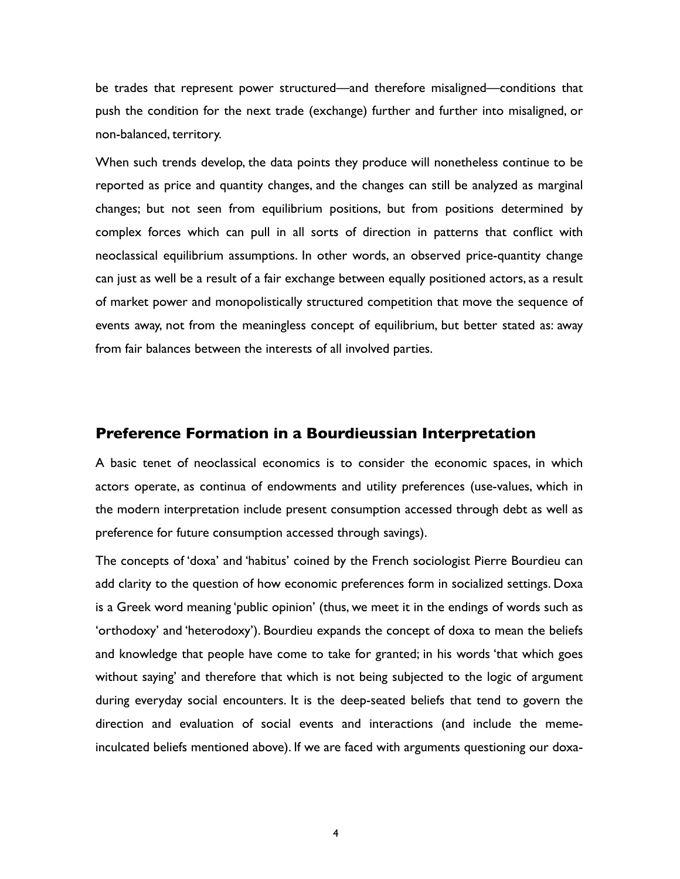be trades that represent power structured—and therefore misaligned—conditions that push the condition for the next trade (exchange) further and further into misaligned, or non-balanced, territory.

When such trends develop, the data points they produce will nonetheless continue to be reported as price and quantity changes, and the changes can still be analyzed as marginal changes; but not seen from equilibrium positions, but from positions determined by complex forces which can pull in all sorts of direction in patterns that conflict with neoclassical equilibrium assumptions. In other words, an observed price-quantity change can just as well be a result of a fair exchange between equally positioned actors, as a result of market power and monopolistically structured competition that move the sequence of events away, not from the meaningless concept of equilibrium, but better stated as: away from fair balances between the interests of all involved parties.

## Preference Formation in a Bourdieussian Interpretation

A basic tenet of neoclassical economics is to consider the economic spaces, in which actors operate, as continua of endowments and utility preferences (use-values, which in the modern interpretation include present consumption accessed through debt as well as preference for future consumption accessed through savings).

The concepts of 'doxa' and 'habitus' coined by the French sociologist Pierre Bourdieu can add clarity to the question of how economic preferences form in socialized settings. Doxa is a Greek word meaning 'public opinion' (thus, we meet it in the endings of words such as 'orthodoxy' and 'heterodoxy'). Bourdieu expands the concept of doxa to mean the beliefs and knowledge that people have come to take for granted; in his words 'that which goes without saying' and therefore that which is not being subjected to the logic of argument during everyday social encounters. It is the deep-seated beliefs that tend to govern the direction and evaluation of social events and interactions (and include the meme-inculcated beliefs mentioned above). If we are faced with arguments questioning our doxa-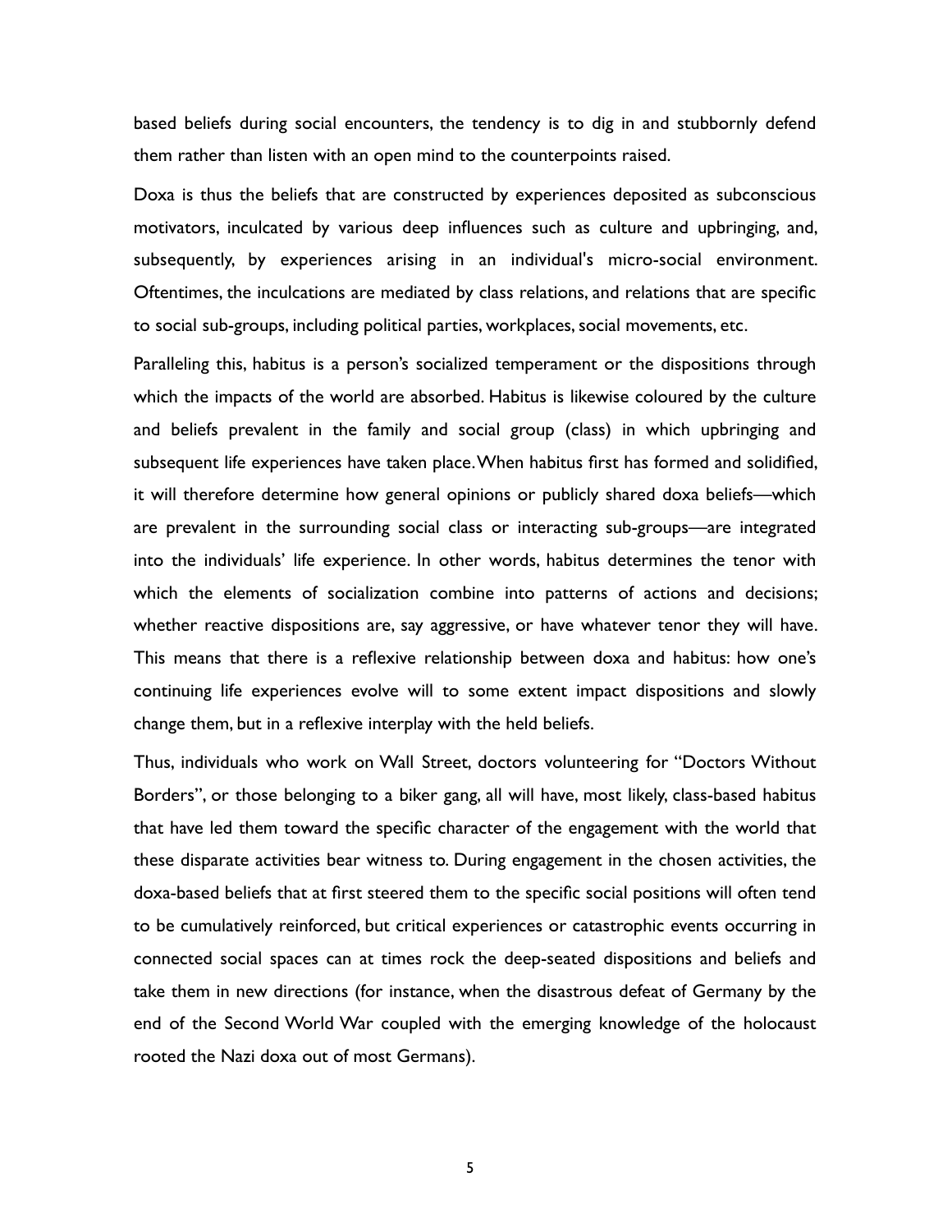based beliefs during social encounters, the tendency is to dig in and stubbornly defend them rather than listen with an open mind to the counterpoints raised.

Doxa is thus the beliefs that are constructed by experiences deposited as subconscious motivators, inculcated by various deep influences such as culture and upbringing, and, subsequently, by experiences arising in an individual's micro-social environment. Oftentimes, the inculcations are mediated by class relations, and relations that are specific to social sub-groups, including political parties, workplaces, social movements, etc.

Paralleling this, habitus is a person's socialized temperament or the dispositions through which the impacts of the world are absorbed. Habitus is likewise coloured by the culture and beliefs prevalent in the family and social group (class) in which upbringing and subsequent life experiences have taken place. When habitus first has formed and solidified, it will therefore determine how general opinions or publicly shared doxa beliefs—which are prevalent in the surrounding social class or interacting sub-groups—are integrated into the individuals' life experience. In other words, habitus determines the tenor with which the elements of socialization combine into patterns of actions and decisions; whether reactive dispositions are, say aggressive, or have whatever tenor they will have. This means that there is a reflexive relationship between doxa and habitus: how one's continuing life experiences evolve will to some extent impact dispositions and slowly change them, but in a reflexive interplay with the held beliefs.

Thus, individuals who work on Wall Street, doctors volunteering for "Doctors Without Borders", or those belonging to a biker gang, all will have, most likely, class-based habitus that have led them toward the specific character of the engagement with the world that these disparate activities bear witness to. During engagement in the chosen activities, the doxa-based beliefs that at first steered them to the specific social positions will often tend to be cumulatively reinforced, but critical experiences or catastrophic events occurring in connected social spaces can at times rock the deep-seated dispositions and beliefs and take them in new directions (for instance, when the disastrous defeat of Germany by the end of the Second World War coupled with the emerging knowledge of the holocaust rooted the Nazi doxa out of most Germans).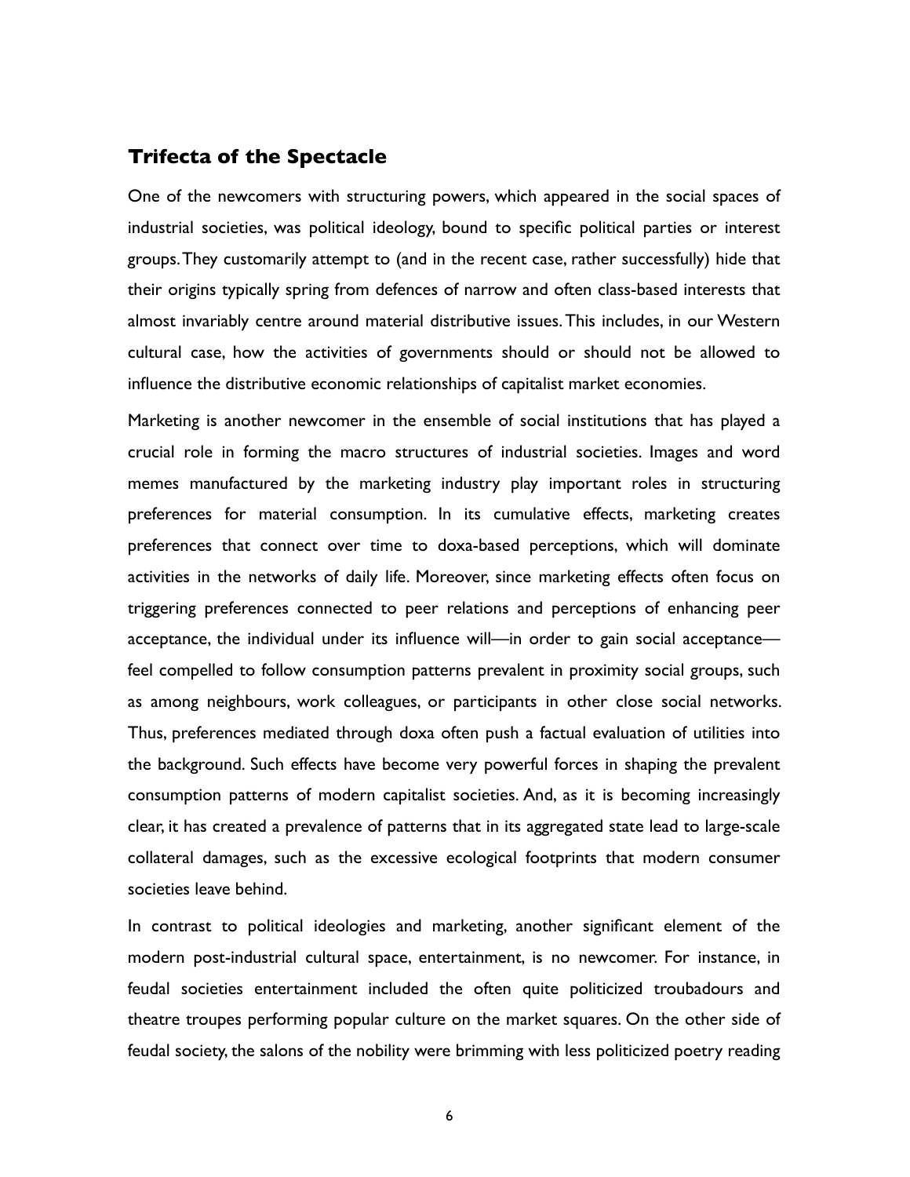## Trifecta of the Spectacle

One of the newcomers with structuring powers, which appeared in the social spaces of industrial societies, was political ideology, bound to specific political parties or interest groups. They customarily attempt to (and in the recent case, rather successfully) hide that their origins typically spring from defences of narrow and often class-based interests that almost invariably centre around material distributive issues. This includes, in our Western cultural case, how the activities of governments should or should not be allowed to influence the distributive economic relationships of capitalist market economies.

Marketing is another newcomer in the ensemble of social institutions that has played a crucial role in forming the macro structures of industrial societies. Images and word memes manufactured by the marketing industry play important roles in structuring preferences for material consumption. In its cumulative effects, marketing creates preferences that connect over time to doxa-based perceptions, which will dominate activities in the networks of daily life. Moreover, since marketing effects often focus on triggering preferences connected to peer relations and perceptions of enhancing peer acceptance, the individual under its influence will—in order to gain social acceptance—feel compelled to follow consumption patterns prevalent in proximity social groups, such as among neighbours, work colleagues, or participants in other close social networks. Thus, preferences mediated through doxa often push a factual evaluation of utilities into the background. Such effects have become very powerful forces in shaping the prevalent consumption patterns of modern capitalist societies. And, as it is becoming increasingly clear, it has created a prevalence of patterns that in its aggregated state lead to large-scale collateral damages, such as the excessive ecological footprints that modern consumer societies leave behind.

In contrast to political ideologies and marketing, another significant element of the modern post-industrial cultural space, entertainment, is no newcomer. For instance, in feudal societies entertainment included the often quite politicized troubadours and theatre troupes performing popular culture on the market squares. On the other side of feudal society, the salons of the nobility were brimming with less politicized poetry reading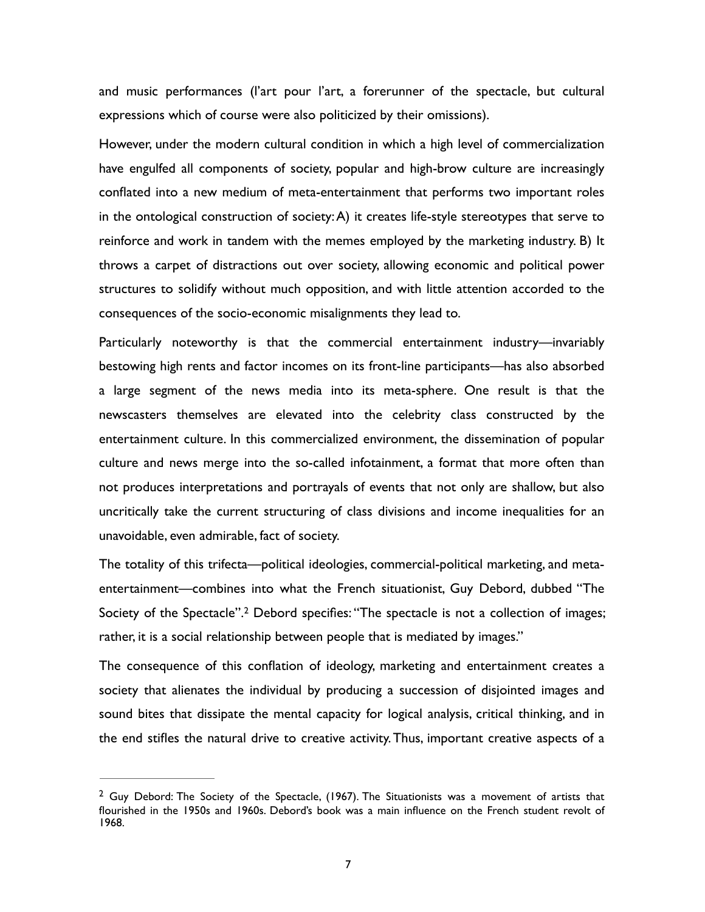and music performances (l'art pour l'art, a forerunner of the spectacle, but cultural expressions which of course were also politicized by their omissions).

However, under the modern cultural condition in which a high level of commercialization have engulfed all components of society, popular and high-brow culture are increasingly conflated into a new medium of meta-entertainment that performs two important roles in the ontological construction of society: A) it creates life-style stereotypes that serve to reinforce and work in tandem with the memes employed by the marketing industry. B) It throws a carpet of distractions out over society, allowing economic and political power structures to solidify without much opposition, and with little attention accorded to the consequences of the socio-economic misalignments they lead to.

Particularly noteworthy is that the commercial entertainment industry—invariably bestowing high rents and factor incomes on its front-line participants—has also absorbed a large segment of the news media into its meta-sphere. One result is that the newscasters themselves are elevated into the celebrity class constructed by the entertainment culture. In this commercialized environment, the dissemination of popular culture and news merge into the so-called infotainment, a format that more often than not produces interpretations and portrayals of events that not only are shallow, but also uncritically take the current structuring of class divisions and income inequalities for an unavoidable, even admirable, fact of society.

The totality of this trifecta—political ideologies, commercial-political marketing, and meta-entertainment—combines into what the French situationist, Guy Debord, dubbed "The Society of the Spectacle".[2] Debord specifies: "The spectacle is not a collection of images; rather, it is a social relationship between people that is mediated by images."

The consequence of this conflation of ideology, marketing and entertainment creates a society that alienates the individual by producing a succession of disjointed images and sound bites that dissipate the mental capacity for logical analysis, critical thinking, and in the end stifles the natural drive to creative activity. Thus, important creative aspects of a

---

[2] Guy Debord: The Society of the Spectacle, (1967). The Situationists was a movement of artists that flourished in the 1950s and 1960s. Debord's book was a main influence on the French student revolt of 1968.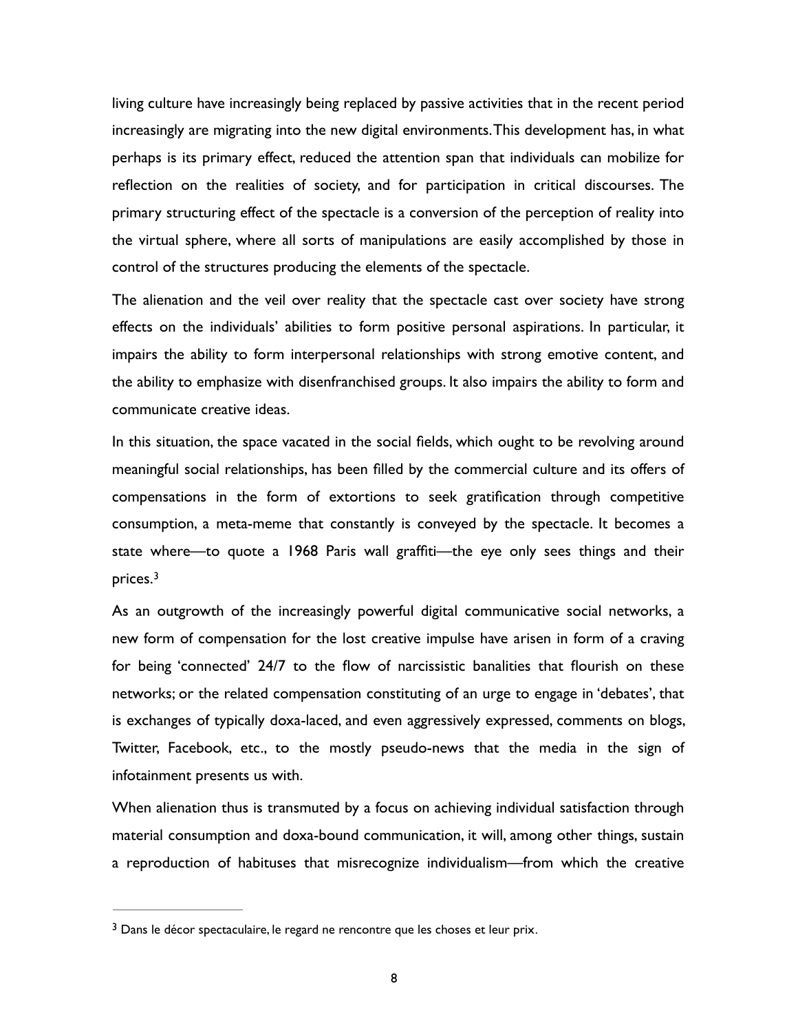living culture have increasingly being replaced by passive activities that in the recent period increasingly are migrating into the new digital environments. This development has, in what perhaps is its primary effect, reduced the attention span that individuals can mobilize for reflection on the realities of society, and for participation in critical discourses. The primary structuring effect of the spectacle is a conversion of the perception of reality into the virtual sphere, where all sorts of manipulations are easily accomplished by those in control of the structures producing the elements of the spectacle.

The alienation and the veil over reality that the spectacle cast over society have strong effects on the individuals' abilities to form positive personal aspirations. In particular, it impairs the ability to form interpersonal relationships with strong emotive content, and the ability to emphasize with disenfranchised groups. It also impairs the ability to form and communicate creative ideas.

In this situation, the space vacated in the social fields, which ought to be revolving around meaningful social relationships, has been filled by the commercial culture and its offers of compensations in the form of extortions to seek gratification through competitive consumption, a meta-meme that constantly is conveyed by the spectacle. It becomes a state where—to quote a 1968 Paris wall graffiti—the eye only sees things and their prices.[3]

As an outgrowth of the increasingly powerful digital communicative social networks, a new form of compensation for the lost creative impulse have arisen in form of a craving for being 'connected' 24/7 to the flow of narcissistic banalities that flourish on these networks; or the related compensation constituting of an urge to engage in 'debates', that is exchanges of typically doxa-laced, and even aggressively expressed, comments on blogs, Twitter, Facebook, etc., to the mostly pseudo-news that the media in the sign of infotainment presents us with.

When alienation thus is transmuted by a focus on achieving individual satisfaction through material consumption and doxa-bound communication, it will, among other things, sustain a reproduction of habituses that misrecognize individualism—from which the creative

---

[3] Dans le décor spectaculaire, le regard ne rencontre que les choses et leur prix.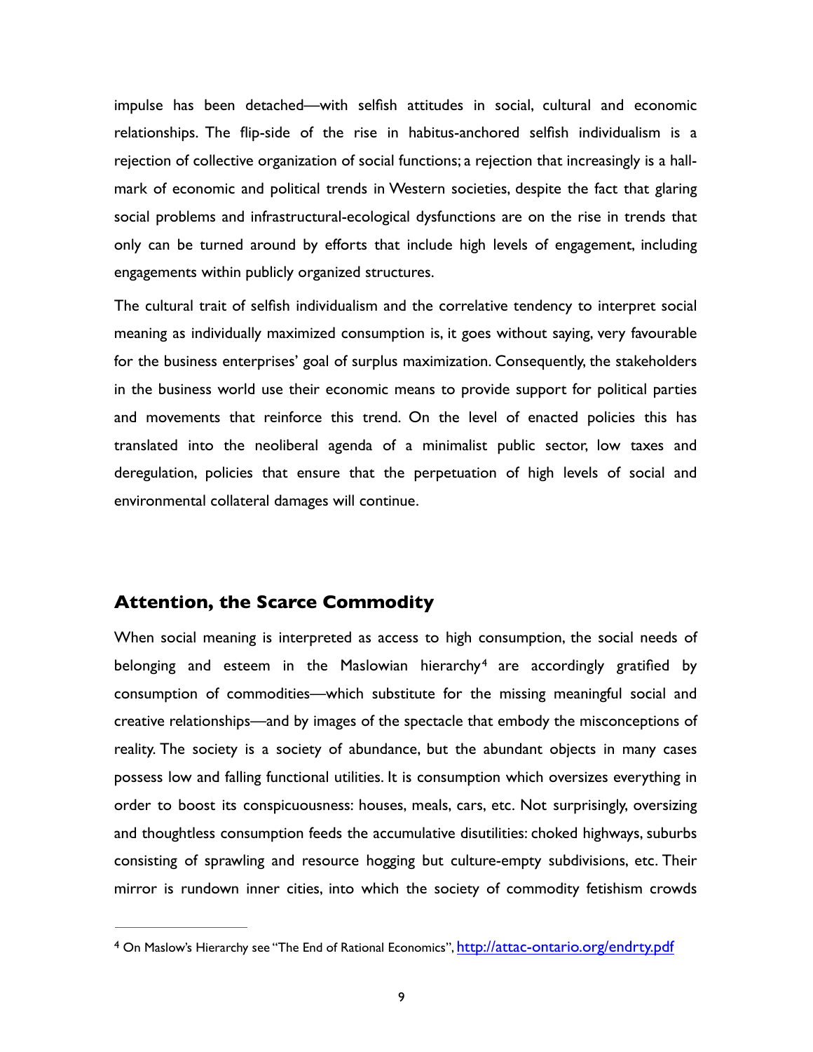impulse has been detached—with selfish attitudes in social, cultural and economic relationships. The flip-side of the rise in habitus-anchored selfish individualism is a rejection of collective organization of social functions; a rejection that increasingly is a hall-mark of economic and political trends in Western societies, despite the fact that glaring social problems and infrastructural-ecological dysfunctions are on the rise in trends that only can be turned around by efforts that include high levels of engagement, including engagements within publicly organized structures.

The cultural trait of selfish individualism and the correlative tendency to interpret social meaning as individually maximized consumption is, it goes without saying, very favourable for the business enterprises' goal of surplus maximization. Consequently, the stakeholders in the business world use their economic means to provide support for political parties and movements that reinforce this trend. On the level of enacted policies this has translated into the neoliberal agenda of a minimalist public sector, low taxes and deregulation, policies that ensure that the perpetuation of high levels of social and environmental collateral damages will continue.

## Attention, the Scarce Commodity

When social meaning is interpreted as access to high consumption, the social needs of belonging and esteem in the Maslowian hierarchy[4] are accordingly gratified by consumption of commodities—which substitute for the missing meaningful social and creative relationships—and by images of the spectacle that embody the misconceptions of reality. The society is a society of abundance, but the abundant objects in many cases possess low and falling functional utilities. It is consumption which oversizes everything in order to boost its conspicuousness: houses, meals, cars, etc. Not surprisingly, oversizing and thoughtless consumption feeds the accumulative disutilities: choked highways, suburbs consisting of sprawling and resource hogging but culture-empty subdivisions, etc. Their mirror is rundown inner cities, into which the society of commodity fetishism crowds

---

[4] On Maslow's Hierarchy see "The End of Rational Economics", http://attac-ontario.org/endrty.pdf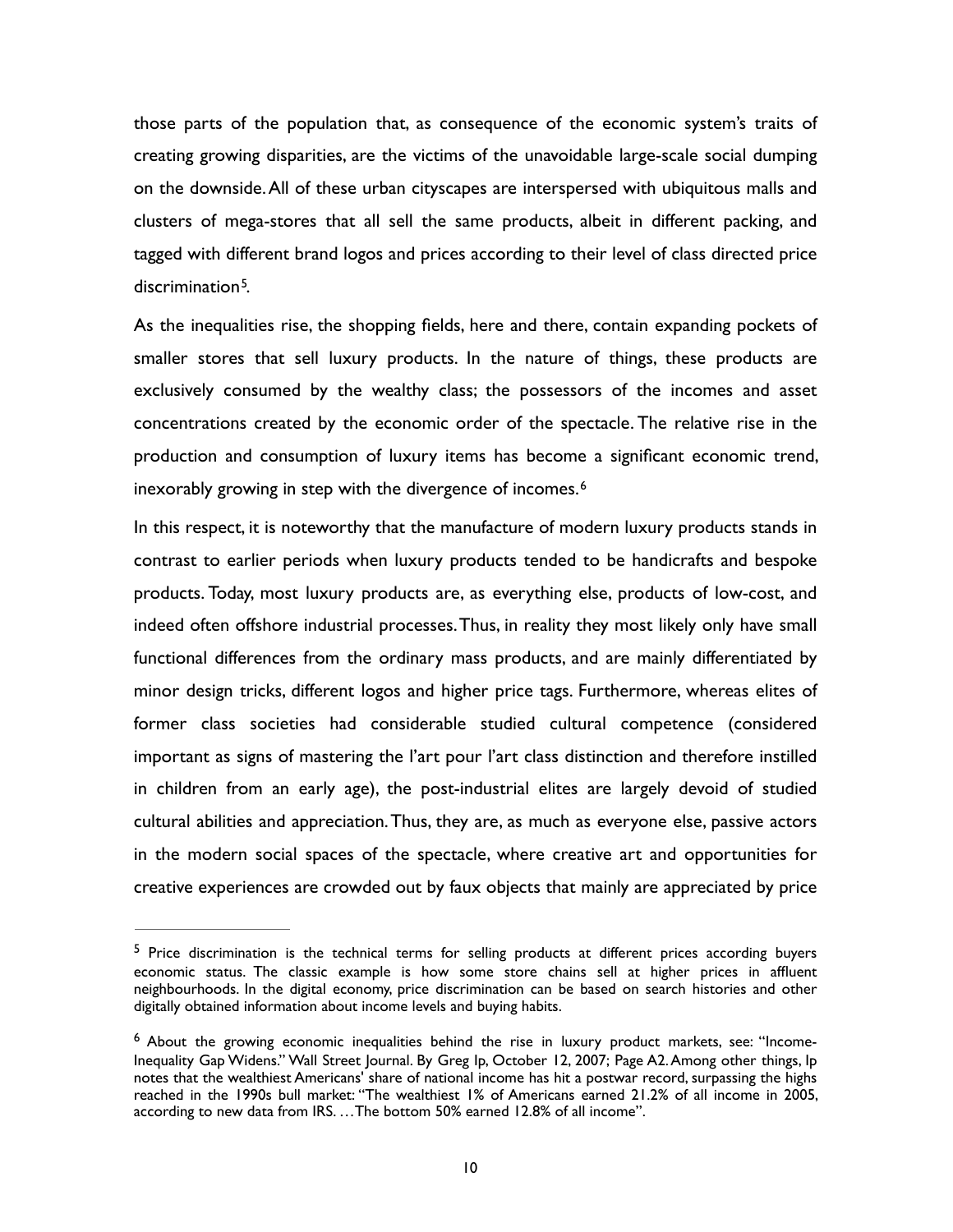those parts of the population that, as consequence of the economic system's traits of creating growing disparities, are the victims of the unavoidable large-scale social dumping on the downside. All of these urban cityscapes are interspersed with ubiquitous malls and clusters of mega-stores that all sell the same products, albeit in different packing, and tagged with different brand logos and prices according to their level of class directed price discrimination[5].

As the inequalities rise, the shopping fields, here and there, contain expanding pockets of smaller stores that sell luxury products. In the nature of things, these products are exclusively consumed by the wealthy class; the possessors of the incomes and asset concentrations created by the economic order of the spectacle. The relative rise in the production and consumption of luxury items has become a significant economic trend, inexorably growing in step with the divergence of incomes.[6]

In this respect, it is noteworthy that the manufacture of modern luxury products stands in contrast to earlier periods when luxury products tended to be handicrafts and bespoke products. Today, most luxury products are, as everything else, products of low-cost, and indeed often offshore industrial processes. Thus, in reality they most likely only have small functional differences from the ordinary mass products, and are mainly differentiated by minor design tricks, different logos and higher price tags. Furthermore, whereas elites of former class societies had considerable studied cultural competence (considered important as signs of mastering the l'art pour l'art class distinction and therefore instilled in children from an early age), the post-industrial elites are largely devoid of studied cultural abilities and appreciation. Thus, they are, as much as everyone else, passive actors in the modern social spaces of the spectacle, where creative art and opportunities for creative experiences are crowded out by faux objects that mainly are appreciated by price

---

[5] Price discrimination is the technical terms for selling products at different prices according buyers economic status. The classic example is how some store chains sell at higher prices in affluent neighbourhoods. In the digital economy, price discrimination can be based on search histories and other digitally obtained information about income levels and buying habits.

[6] About the growing economic inequalities behind the rise in luxury product markets, see: "Income-Inequality Gap Widens." Wall Street Journal. By Greg Ip, October 12, 2007; Page A2. Among other things, Ip notes that the wealthiest Americans' share of national income has hit a postwar record, surpassing the highs reached in the 1990s bull market: "The wealthiest 1% of Americans earned 21.2% of all income in 2005, according to new data from IRS. …The bottom 50% earned 12.8% of all income".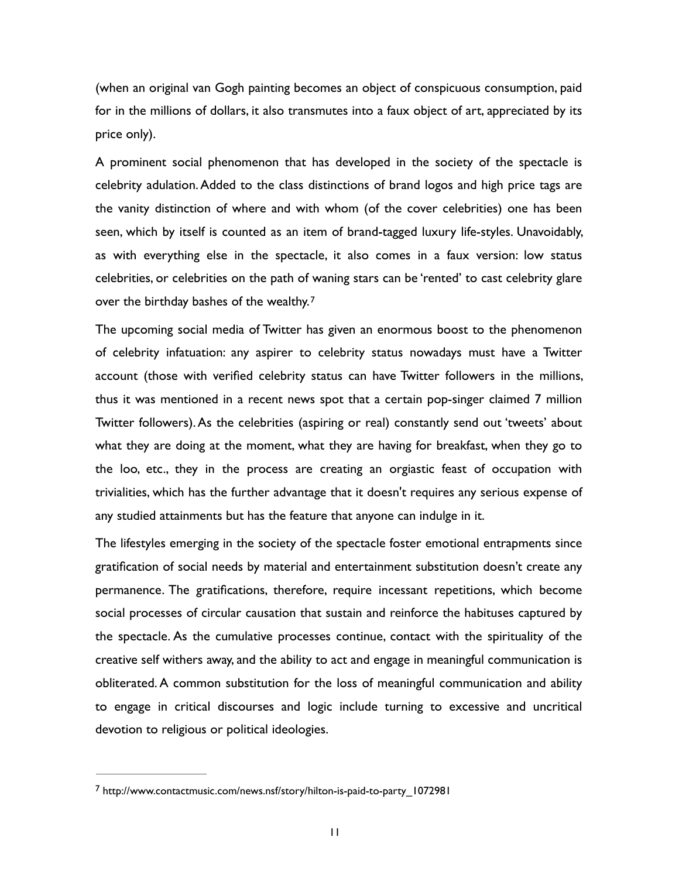(when an original van Gogh painting becomes an object of conspicuous consumption, paid for in the millions of dollars, it also transmutes into a faux object of art, appreciated by its price only).

A prominent social phenomenon that has developed in the society of the spectacle is celebrity adulation. Added to the class distinctions of brand logos and high price tags are the vanity distinction of where and with whom (of the cover celebrities) one has been seen, which by itself is counted as an item of brand-tagged luxury life-styles. Unavoidably, as with everything else in the spectacle, it also comes in a faux version: low status celebrities, or celebrities on the path of waning stars can be 'rented' to cast celebrity glare over the birthday bashes of the wealthy.[7]

The upcoming social media of Twitter has given an enormous boost to the phenomenon of celebrity infatuation: any aspirer to celebrity status nowadays must have a Twitter account (those with verified celebrity status can have Twitter followers in the millions, thus it was mentioned in a recent news spot that a certain pop-singer claimed 7 million Twitter followers). As the celebrities (aspiring or real) constantly send out 'tweets' about what they are doing at the moment, what they are having for breakfast, when they go to the loo, etc., they in the process are creating an orgiastic feast of occupation with trivialities, which has the further advantage that it doesn't requires any serious expense of any studied attainments but has the feature that anyone can indulge in it.

The lifestyles emerging in the society of the spectacle foster emotional entrapments since gratification of social needs by material and entertainment substitution doesn't create any permanence. The gratifications, therefore, require incessant repetitions, which become social processes of circular causation that sustain and reinforce the habituses captured by the spectacle. As the cumulative processes continue, contact with the spirituality of the creative self withers away, and the ability to act and engage in meaningful communication is obliterated. A common substitution for the loss of meaningful communication and ability to engage in critical discourses and logic include turning to excessive and uncritical devotion to religious or political ideologies.

---

[7] http://www.contactmusic.com/news.nsf/story/hilton-is-paid-to-party_1072981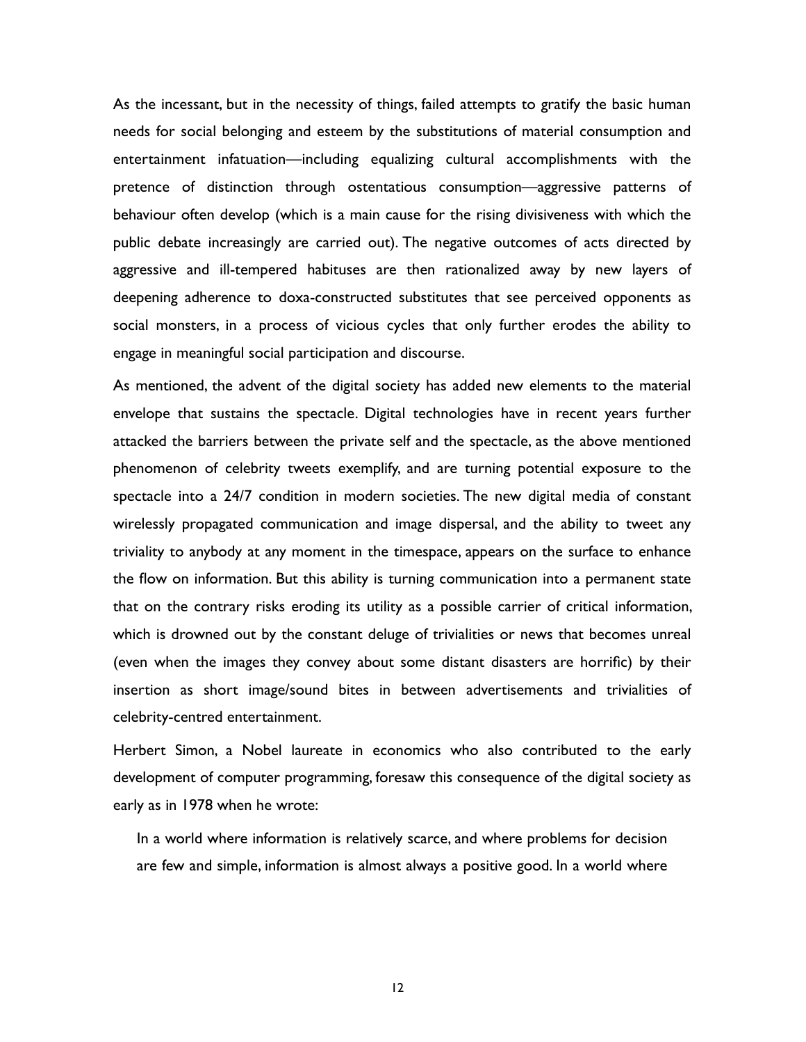As the incessant, but in the necessity of things, failed attempts to gratify the basic human needs for social belonging and esteem by the substitutions of material consumption and entertainment infatuation—including equalizing cultural accomplishments with the pretence of distinction through ostentatious consumption—aggressive patterns of behaviour often develop (which is a main cause for the rising divisiveness with which the public debate increasingly are carried out). The negative outcomes of acts directed by aggressive and ill-tempered habituses are then rationalized away by new layers of deepening adherence to doxa-constructed substitutes that see perceived opponents as social monsters, in a process of vicious cycles that only further erodes the ability to engage in meaningful social participation and discourse.

As mentioned, the advent of the digital society has added new elements to the material envelope that sustains the spectacle. Digital technologies have in recent years further attacked the barriers between the private self and the spectacle, as the above mentioned phenomenon of celebrity tweets exemplify, and are turning potential exposure to the spectacle into a 24/7 condition in modern societies. The new digital media of constant wirelessly propagated communication and image dispersal, and the ability to tweet any triviality to anybody at any moment in the timespace, appears on the surface to enhance the flow on information. But this ability is turning communication into a permanent state that on the contrary risks eroding its utility as a possible carrier of critical information, which is drowned out by the constant deluge of trivialities or news that becomes unreal (even when the images they convey about some distant disasters are horrific) by their insertion as short image/sound bites in between advertisements and trivialities of celebrity-centred entertainment.

Herbert Simon, a Nobel laureate in economics who also contributed to the early development of computer programming, foresaw this consequence of the digital society as early as in 1978 when he wrote:

> In a world where information is relatively scarce, and where problems for decision are few and simple, information is almost always a positive good. In a world where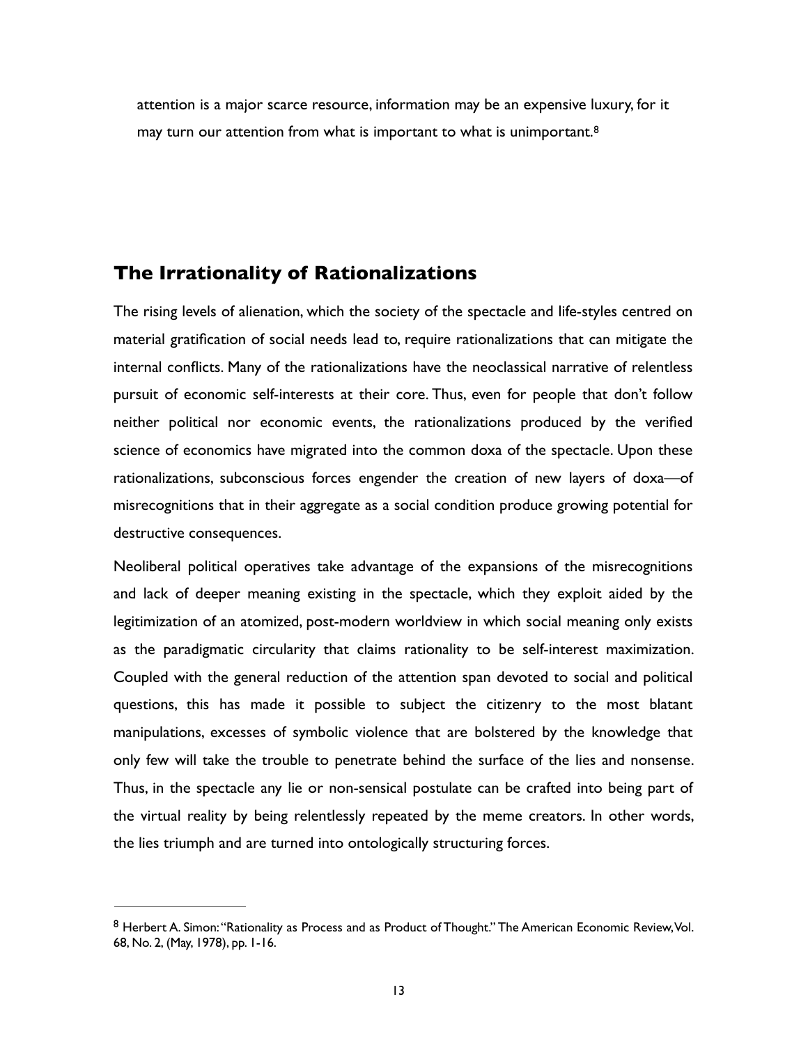attention is a major scarce resource, information may be an expensive luxury, for it may turn our attention from what is important to what is unimportant.[8]

## The Irrationality of Rationalizations

The rising levels of alienation, which the society of the spectacle and life-styles centred on material gratification of social needs lead to, require rationalizations that can mitigate the internal conflicts. Many of the rationalizations have the neoclassical narrative of relentless pursuit of economic self-interests at their core. Thus, even for people that don't follow neither political nor economic events, the rationalizations produced by the verified science of economics have migrated into the common doxa of the spectacle. Upon these rationalizations, subconscious forces engender the creation of new layers of doxa—of misrecognitions that in their aggregate as a social condition produce growing potential for destructive consequences.

Neoliberal political operatives take advantage of the expansions of the misrecognitions and lack of deeper meaning existing in the spectacle, which they exploit aided by the legitimization of an atomized, post-modern worldview in which social meaning only exists as the paradigmatic circularity that claims rationality to be self-interest maximization. Coupled with the general reduction of the attention span devoted to social and political questions, this has made it possible to subject the citizenry to the most blatant manipulations, excesses of symbolic violence that are bolstered by the knowledge that only few will take the trouble to penetrate behind the surface of the lies and nonsense. Thus, in the spectacle any lie or non-sensical postulate can be crafted into being part of the virtual reality by being relentlessly repeated by the meme creators. In other words, the lies triumph and are turned into ontologically structuring forces.

---

[8] Herbert A. Simon: "Rationality as Process and as Product of Thought." The American Economic Review, Vol. 68, No. 2, (May, 1978), pp. 1-16.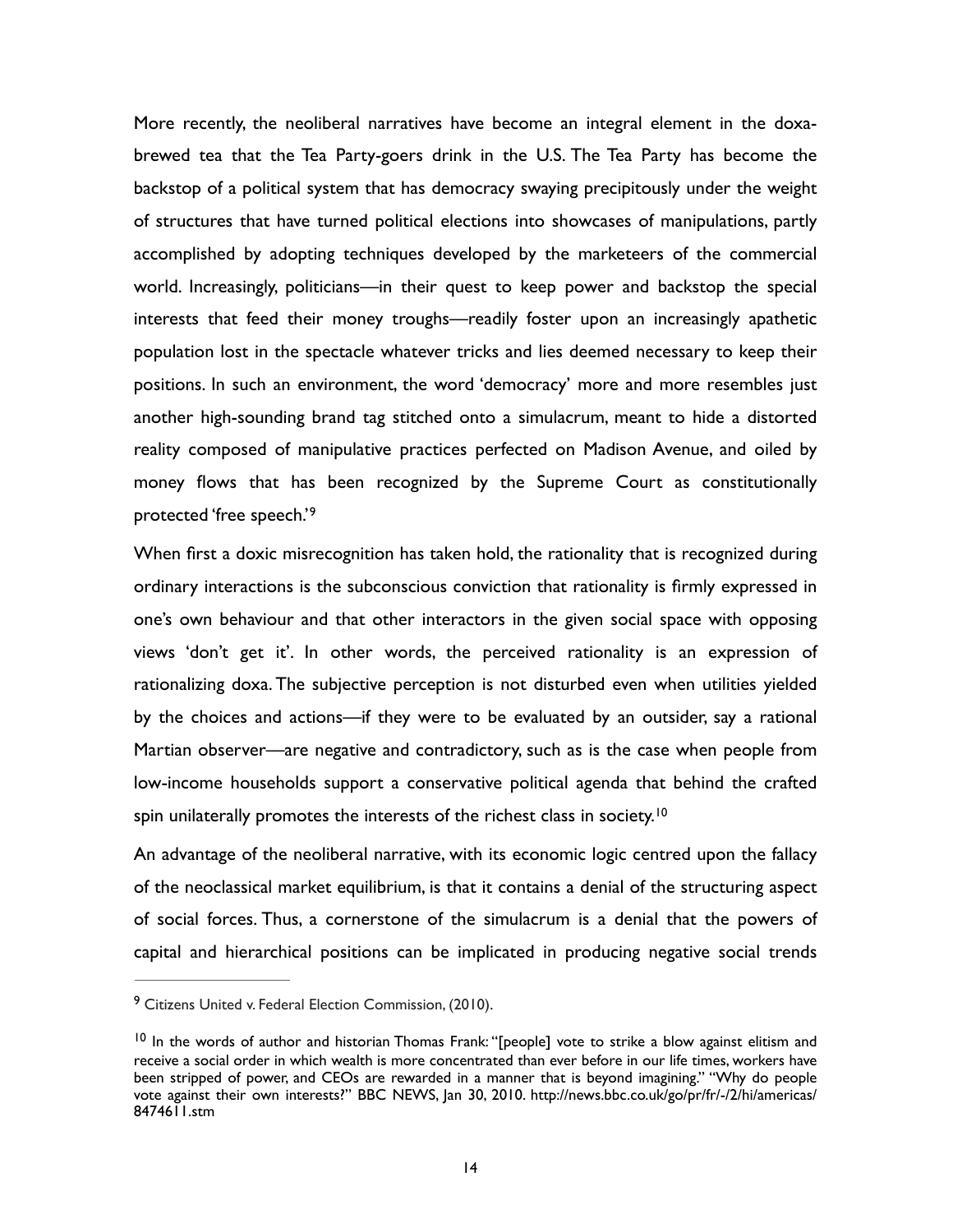More recently, the neoliberal narratives have become an integral element in the doxa-brewed tea that the Tea Party-goers drink in the U.S. The Tea Party has become the backstop of a political system that has democracy swaying precipitously under the weight of structures that have turned political elections into showcases of manipulations, partly accomplished by adopting techniques developed by the marketeers of the commercial world. Increasingly, politicians—in their quest to keep power and backstop the special interests that feed their money troughs—readily foster upon an increasingly apathetic population lost in the spectacle whatever tricks and lies deemed necessary to keep their positions. In such an environment, the word 'democracy' more and more resembles just another high-sounding brand tag stitched onto a simulacrum, meant to hide a distorted reality composed of manipulative practices perfected on Madison Avenue, and oiled by money flows that has been recognized by the Supreme Court as constitutionally protected 'free speech.'[9]

When first a doxic misrecognition has taken hold, the rationality that is recognized during ordinary interactions is the subconscious conviction that rationality is firmly expressed in one's own behaviour and that other interactors in the given social space with opposing views 'don't get it'. In other words, the perceived rationality is an expression of rationalizing doxa. The subjective perception is not disturbed even when utilities yielded by the choices and actions—if they were to be evaluated by an outsider, say a rational Martian observer—are negative and contradictory, such as is the case when people from low-income households support a conservative political agenda that behind the crafted spin unilaterally promotes the interests of the richest class in society.[10]

An advantage of the neoliberal narrative, with its economic logic centred upon the fallacy of the neoclassical market equilibrium, is that it contains a denial of the structuring aspect of social forces. Thus, a cornerstone of the simulacrum is a denial that the powers of capital and hierarchical positions can be implicated in producing negative social trends

---

[9] Citizens United v. Federal Election Commission, (2010).

[10] In the words of author and historian Thomas Frank: "[people] vote to strike a blow against elitism and receive a social order in which wealth is more concentrated than ever before in our life times, workers have been stripped of power, and CEOs are rewarded in a manner that is beyond imagining." "Why do people vote against their own interests?" BBC NEWS, Jan 30, 2010. http://news.bbc.co.uk/go/pr/fr/-/2/hi/americas/8474611.stm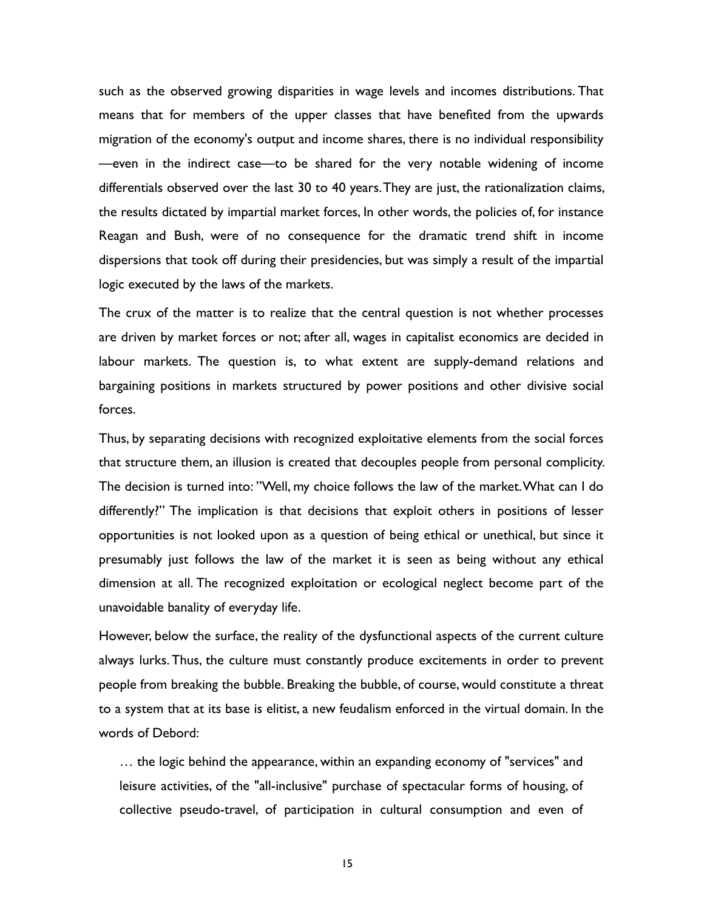such as the observed growing disparities in wage levels and incomes distributions. That means that for members of the upper classes that have benefited from the upwards migration of the economy's output and income shares, there is no individual responsibility —even in the indirect case—to be shared for the very notable widening of income differentials observed over the last 30 to 40 years. They are just, the rationalization claims, the results dictated by impartial market forces, In other words, the policies of, for instance Reagan and Bush, were of no consequence for the dramatic trend shift in income dispersions that took off during their presidencies, but was simply a result of the impartial logic executed by the laws of the markets.

The crux of the matter is to realize that the central question is not whether processes are driven by market forces or not; after all, wages in capitalist economics are decided in labour markets. The question is, to what extent are supply-demand relations and bargaining positions in markets structured by power positions and other divisive social forces.

Thus, by separating decisions with recognized exploitative elements from the social forces that structure them, an illusion is created that decouples people from personal complicity. The decision is turned into: "Well, my choice follows the law of the market. What can I do differently?" The implication is that decisions that exploit others in positions of lesser opportunities is not looked upon as a question of being ethical or unethical, but since it presumably just follows the law of the market it is seen as being without any ethical dimension at all. The recognized exploitation or ecological neglect become part of the unavoidable banality of everyday life.

However, below the surface, the reality of the dysfunctional aspects of the current culture always lurks. Thus, the culture must constantly produce excitements in order to prevent people from breaking the bubble. Breaking the bubble, of course, would constitute a threat to a system that at its base is elitist, a new feudalism enforced in the virtual domain. In the words of Debord:

> … the logic behind the appearance, within an expanding economy of "services" and leisure activities, of the "all-inclusive" purchase of spectacular forms of housing, of collective pseudo-travel, of participation in cultural consumption and even of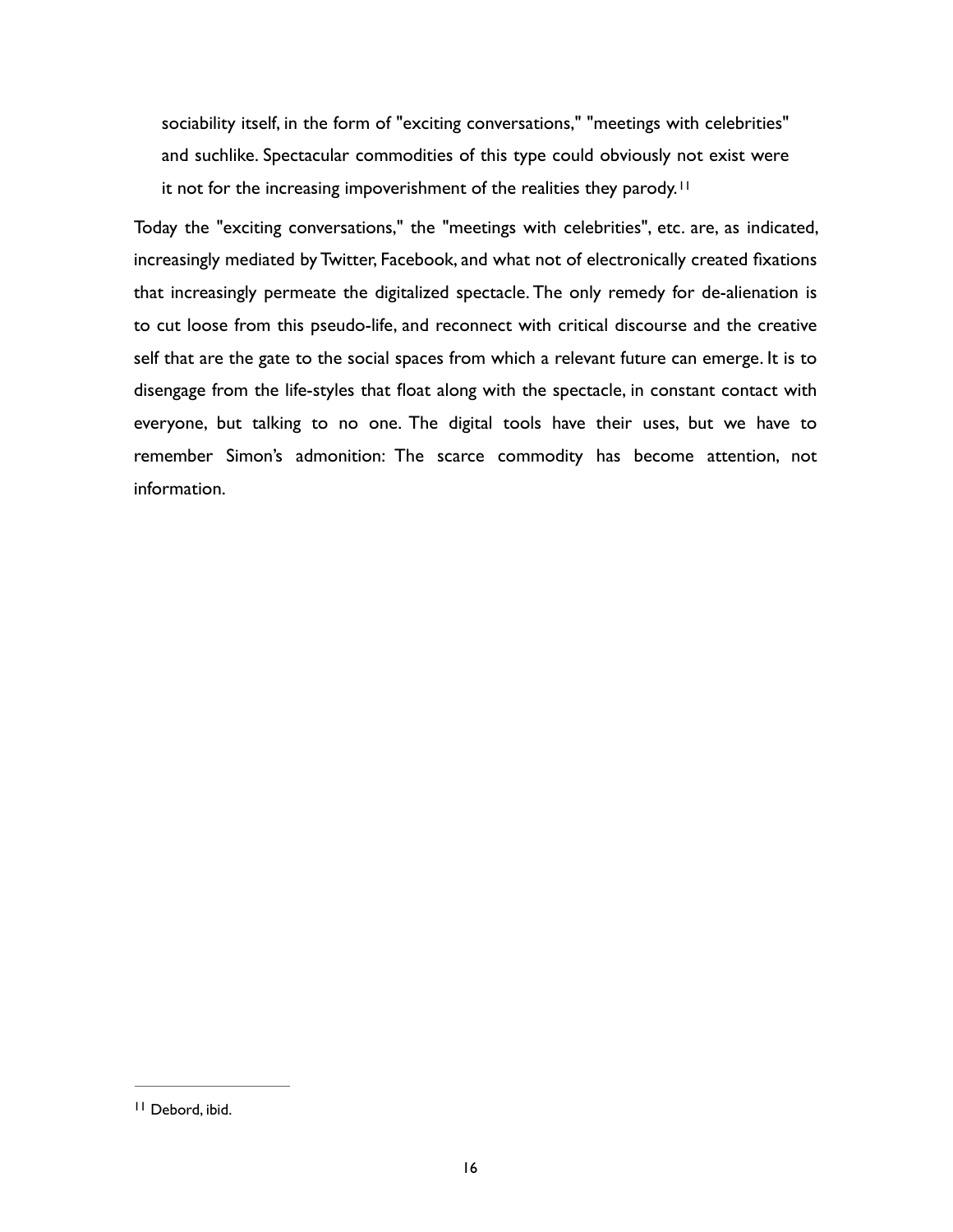> sociability itself, in the form of "exciting conversations," "meetings with celebrities" and suchlike. Spectacular commodities of this type could obviously not exist were it not for the increasing impoverishment of the realities they parody.[11]

Today the "exciting conversations," the "meetings with celebrities", etc. are, as indicated, increasingly mediated by Twitter, Facebook, and what not of electronically created fixations that increasingly permeate the digitalized spectacle. The only remedy for de-alienation is to cut loose from this pseudo-life, and reconnect with critical discourse and the creative self that are the gate to the social spaces from which a relevant future can emerge. It is to disengage from the life-styles that float along with the spectacle, in constant contact with everyone, but talking to no one. The digital tools have their uses, but we have to remember Simon's admonition: The scarce commodity has become attention, not information.

---

[11] Debord, ibid.